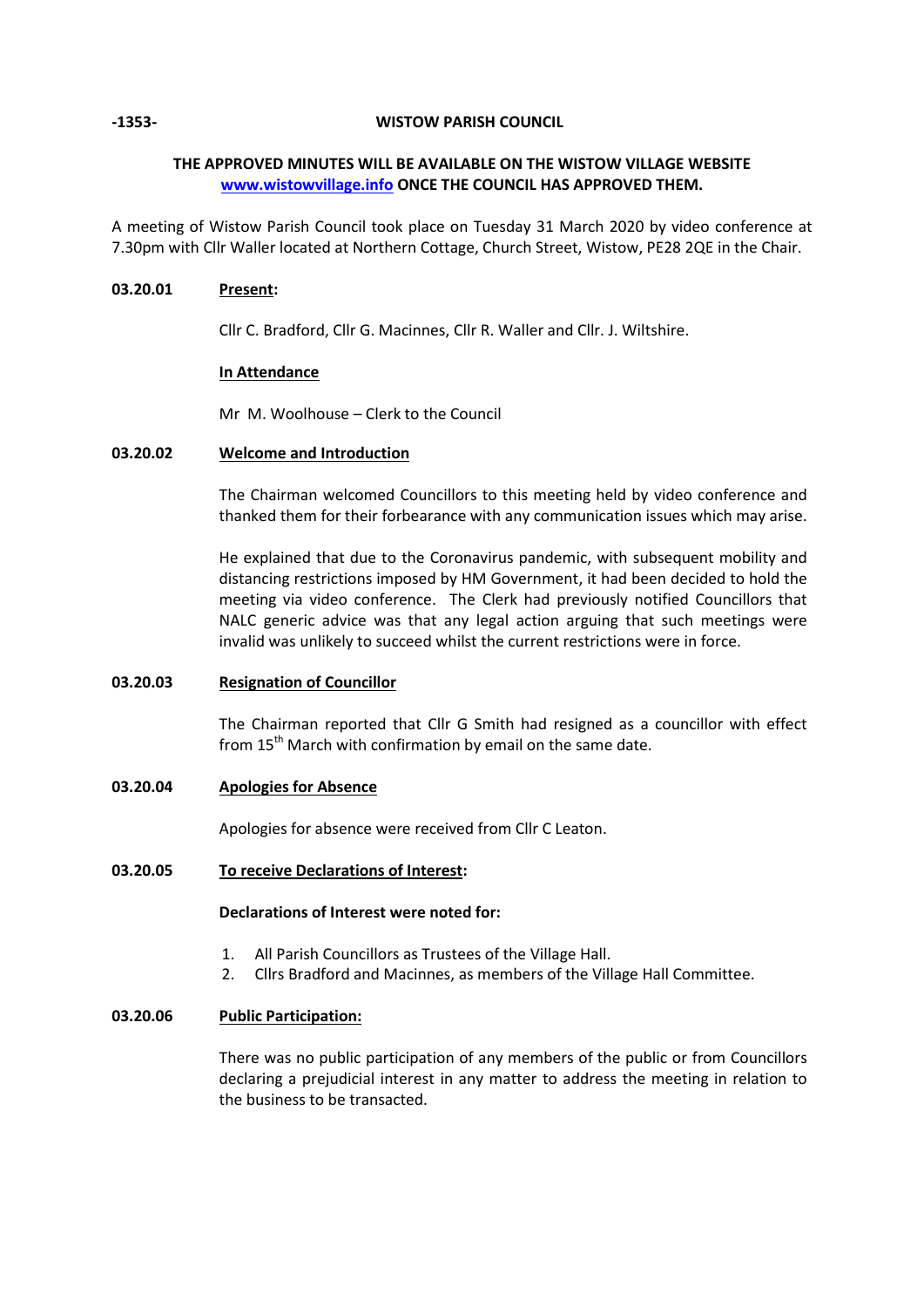-1353- **WISTOW PARISH COUNCIL**

**THE APPROVED MINUTES WILL BE AVAILABLE ON THE WISTOW VILLAGE WEBSITE [www.wistowvillage.info](http://www.wistowvillage.info) ONCE THE COUNCIL HAS APPROVED THEM.**

A meeting of Wistow Parish Council took place on Tuesday 31 March 2020 by video conference at 7.30pm with Cllr Waller located at Northern Cottage, Church Street, Wistow, PE28 2QE in the Chair.

**03.20.01 Present:**

Cllr C. Bradford, Cllr G. Macinnes, Cllr R. Waller and Cllr. J. Wiltshire.

**In Attendance**

Mr M. Woolhouse – Clerk to the Council

**03.20.02 Welcome and Introduction**

The Chairman welcomed Councillors to this meeting held by video conference and thanked them for their forbearance with any communication issues which may arise.

He explained that due to the Coronavirus pandemic, with subsequent mobility and distancing restrictions imposed by HM Government, it had been decided to hold the meeting via video conference. The Clerk had previously notified Councillors that NALC generic advice was that any legal action arguing that such meetings were invalid was unlikely to succeed whilst the current restrictions were in force.

**03.20.03 Resignation of Councillor**

The Chairman reported that Cllr G Smith had resigned as a councillor with effect from 15th March with confirmation by email on the same date.

**03.20.04 Apologies for Absence**

Apologies for absence were received from Cllr C Leaton.

**03.20.05 To receive Declarations of Interest:**

**Declarations of Interest were noted for:**

1. All Parish Councillors as Trustees of the Village Hall.
2. Cllrs Bradford and Macinnes, as members of the Village Hall Committee.

**03.20.06 Public Participation:**

There was no public participation of any members of the public or from Councillors declaring a prejudicial interest in any matter to address the meeting in relation to the business to be transacted.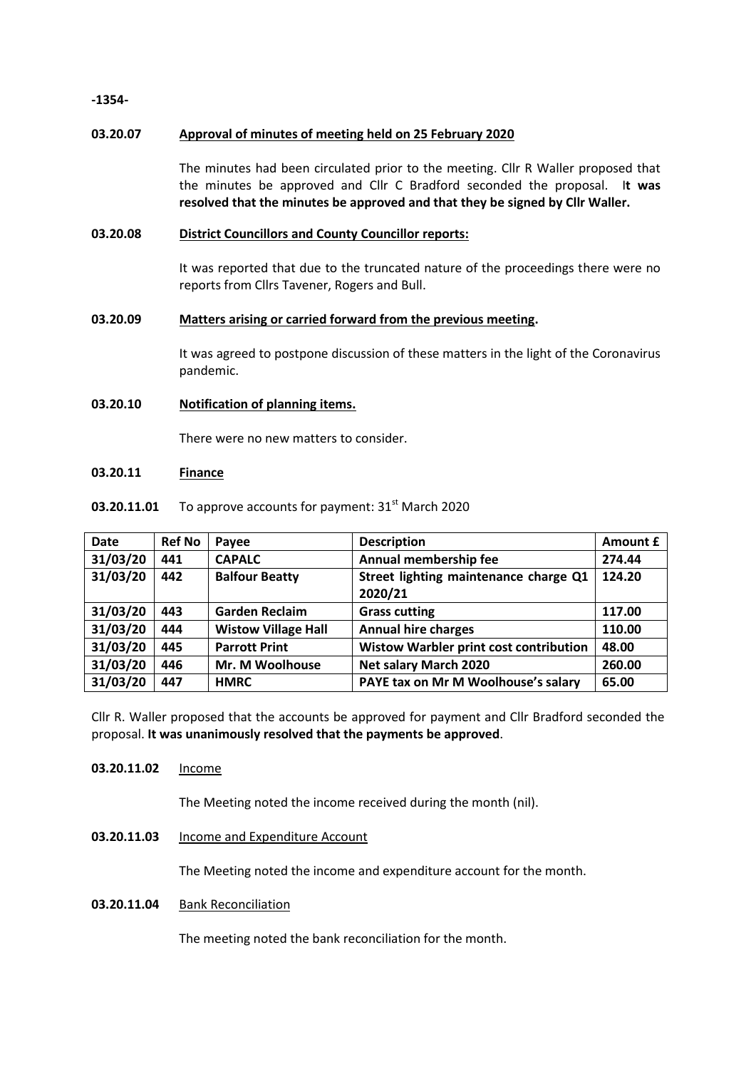**03.20.07 Approval of minutes of meeting held on 25 February 2020**

The minutes had been circulated prior to the meeting. Cllr R Waller proposed that the minutes be approved and Cllr C Bradford seconded the proposal. **It was resolved that the minutes be approved and that they be signed by Cllr Waller.**

**03.20.08 District Councillors and County Councillor reports:**

It was reported that due to the truncated nature of the proceedings there were no reports from Cllrs Tavener, Rogers and Bull.

**03.20.09 Matters arising or carried forward from the previous meeting.**

It was agreed to postpone discussion of these matters in the light of the Coronavirus pandemic.

**03.20.10 Notification of planning items.**

There were no new matters to consider.

**03.20.11 Finance**

**03.20.11.01** To approve accounts for payment: 31st March 2020

| Date | Ref No | Payee | Description | Amount £ |
|---|---|---|---|---|
| 31/03/20 | 441 | CAPALC | Annual membership fee | 274.44 |
| 31/03/20 | 442 | Balfour Beatty | Street lighting maintenance charge Q1 2020/21 | 124.20 |
| 31/03/20 | 443 | Garden Reclaim | Grass cutting | 117.00 |
| 31/03/20 | 444 | Wistow Village Hall | Annual hire charges | 110.00 |
| 31/03/20 | 445 | Parrott Print | Wistow Warbler print cost contribution | 48.00 |
| 31/03/20 | 446 | Mr. M Woolhouse | Net salary March 2020 | 260.00 |
| 31/03/20 | 447 | HMRC | PAYE tax on Mr M Woolhouse's salary | 65.00 |

Cllr R. Waller proposed that the accounts be approved for payment and Cllr Bradford seconded the proposal. **It was unanimously resolved that the payments be approved**.

**03.20.11.02** Income

The Meeting noted the income received during the month (nil).

**03.20.11.03** Income and Expenditure Account

The Meeting noted the income and expenditure account for the month.

**03.20.11.04** Bank Reconciliation

The meeting noted the bank reconciliation for the month.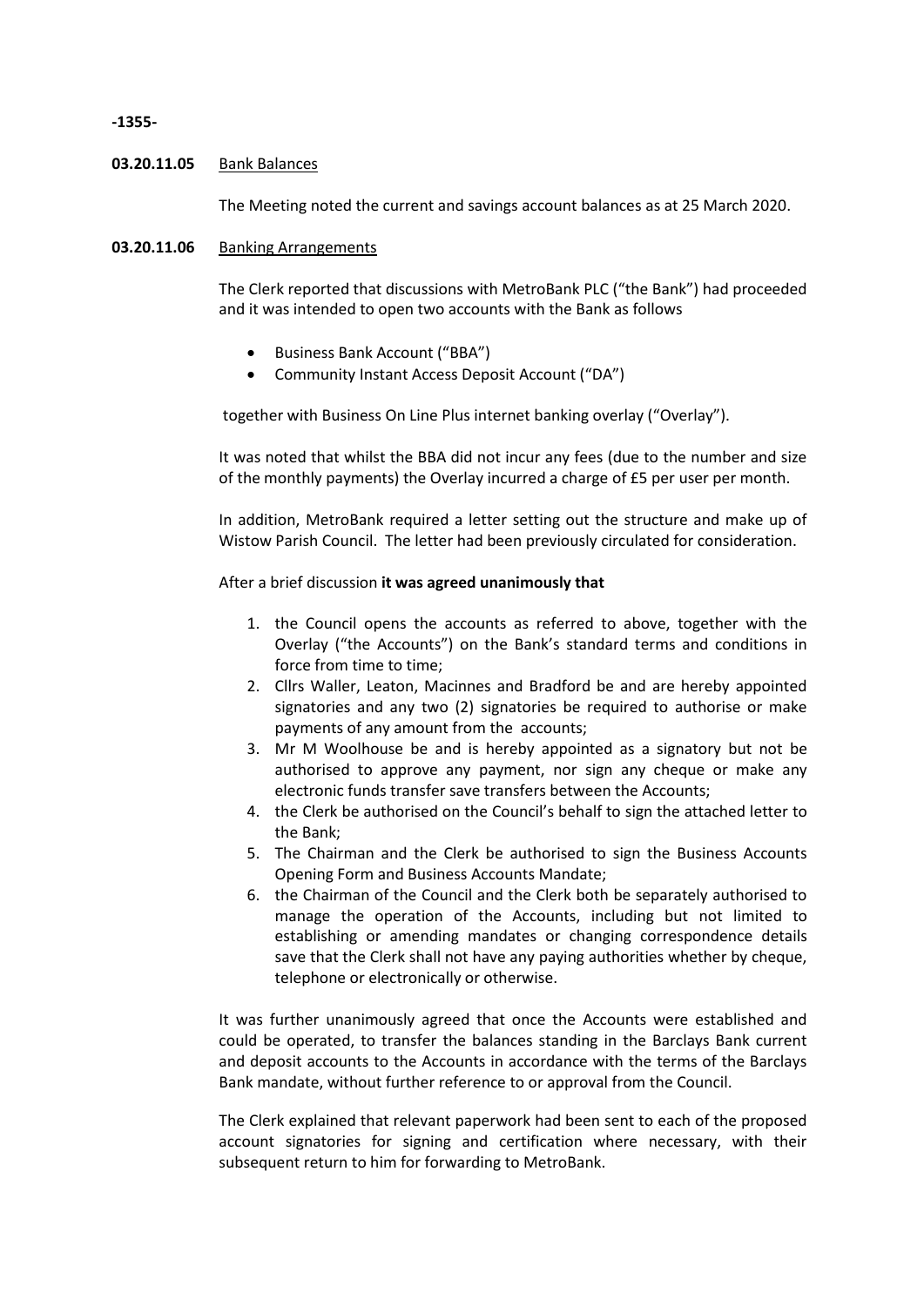**03.20.11.05** Bank Balances

The Meeting noted the current and savings account balances as at 25 March 2020.

**03.20.11.06** Banking Arrangements

The Clerk reported that discussions with MetroBank PLC ("the Bank") had proceeded and it was intended to open two accounts with the Bank as follows

- Business Bank Account ("BBA")
- Community Instant Access Deposit Account ("DA")

together with Business On Line Plus internet banking overlay ("Overlay").

It was noted that whilst the BBA did not incur any fees (due to the number and size of the monthly payments) the Overlay incurred a charge of £5 per user per month.

In addition, MetroBank required a letter setting out the structure and make up of Wistow Parish Council. The letter had been previously circulated for consideration.

After a brief discussion **it was agreed unanimously that**

1. the Council opens the accounts as referred to above, together with the Overlay ("the Accounts") on the Bank's standard terms and conditions in force from time to time;
2. Cllrs Waller, Leaton, Macinnes and Bradford be and are hereby appointed signatories and any two (2) signatories be required to authorise or make payments of any amount from the accounts;
3. Mr M Woolhouse be and is hereby appointed as a signatory but not be authorised to approve any payment, nor sign any cheque or make any electronic funds transfer save transfers between the Accounts;
4. the Clerk be authorised on the Council's behalf to sign the attached letter to the Bank;
5. The Chairman and the Clerk be authorised to sign the Business Accounts Opening Form and Business Accounts Mandate;
6. the Chairman of the Council and the Clerk both be separately authorised to manage the operation of the Accounts, including but not limited to establishing or amending mandates or changing correspondence details save that the Clerk shall not have any paying authorities whether by cheque, telephone or electronically or otherwise.

It was further unanimously agreed that once the Accounts were established and could be operated, to transfer the balances standing in the Barclays Bank current and deposit accounts to the Accounts in accordance with the terms of the Barclays Bank mandate, without further reference to or approval from the Council.

The Clerk explained that relevant paperwork had been sent to each of the proposed account signatories for signing and certification where necessary, with their subsequent return to him for forwarding to MetroBank.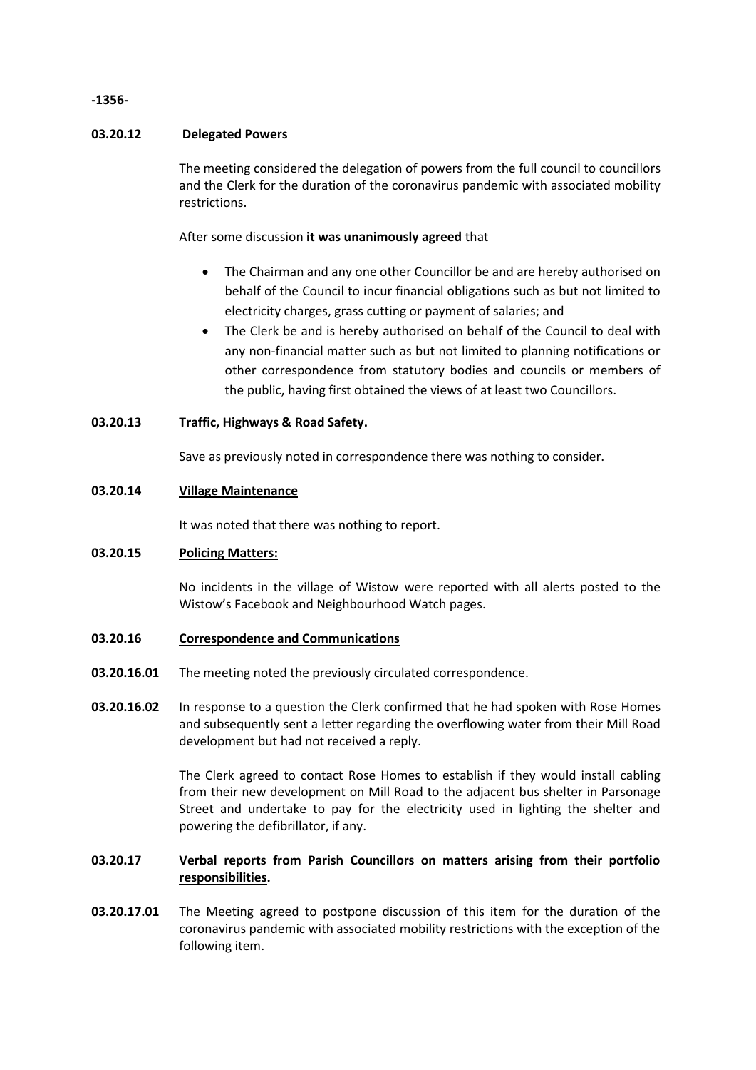**03.20.12 Delegated Powers**

The meeting considered the delegation of powers from the full council to councillors and the Clerk for the duration of the coronavirus pandemic with associated mobility restrictions.

After some discussion **it was unanimously agreed** that

- The Chairman and any one other Councillor be and are hereby authorised on behalf of the Council to incur financial obligations such as but not limited to electricity charges, grass cutting or payment of salaries; and
- The Clerk be and is hereby authorised on behalf of the Council to deal with any non-financial matter such as but not limited to planning notifications or other correspondence from statutory bodies and councils or members of the public, having first obtained the views of at least two Councillors.

**03.20.13 Traffic, Highways & Road Safety.**

Save as previously noted in correspondence there was nothing to consider.

**03.20.14 Village Maintenance**

It was noted that there was nothing to report.

**03.20.15 Policing Matters:**

No incidents in the village of Wistow were reported with all alerts posted to the Wistow's Facebook and Neighbourhood Watch pages.

**03.20.16 Correspondence and Communications**

**03.20.16.01** The meeting noted the previously circulated correspondence.

**03.20.16.02** In response to a question the Clerk confirmed that he had spoken with Rose Homes and subsequently sent a letter regarding the overflowing water from their Mill Road development but had not received a reply.

The Clerk agreed to contact Rose Homes to establish if they would install cabling from their new development on Mill Road to the adjacent bus shelter in Parsonage Street and undertake to pay for the electricity used in lighting the shelter and powering the defibrillator, if any.

**03.20.17 Verbal reports from Parish Councillors on matters arising from their portfolio responsibilities.**

**03.20.17.01** The Meeting agreed to postpone discussion of this item for the duration of the coronavirus pandemic with associated mobility restrictions with the exception of the following item.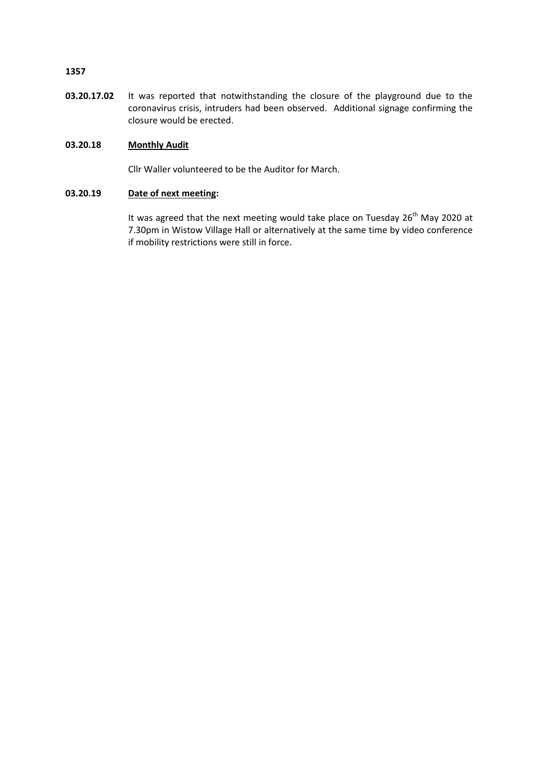**03.20.17.02** It was reported that notwithstanding the closure of the playground due to the coronavirus crisis, intruders had been observed. Additional signage confirming the closure would be erected.

**03.20.18** **Monthly Audit**

Cllr Waller volunteered to be the Auditor for March.

**03.20.19** **Date of next meeting:**

It was agreed that the next meeting would take place on Tuesday 26th May 2020 at 7.30pm in Wistow Village Hall or alternatively at the same time by video conference if mobility restrictions were still in force.